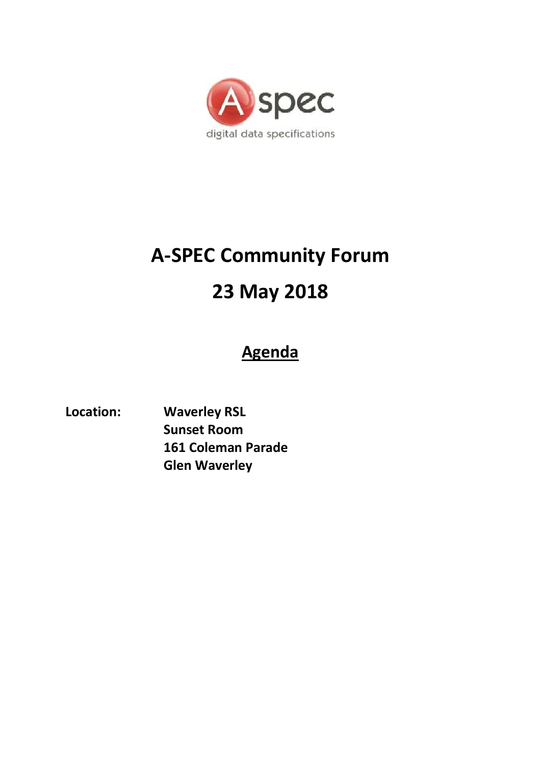# A-SPEC Community Forum

# 23 May 2018

## Agenda

**Location:** **Waverley RSL**
**Sunset Room**
**161 Coleman Parade**
**Glen Waverley**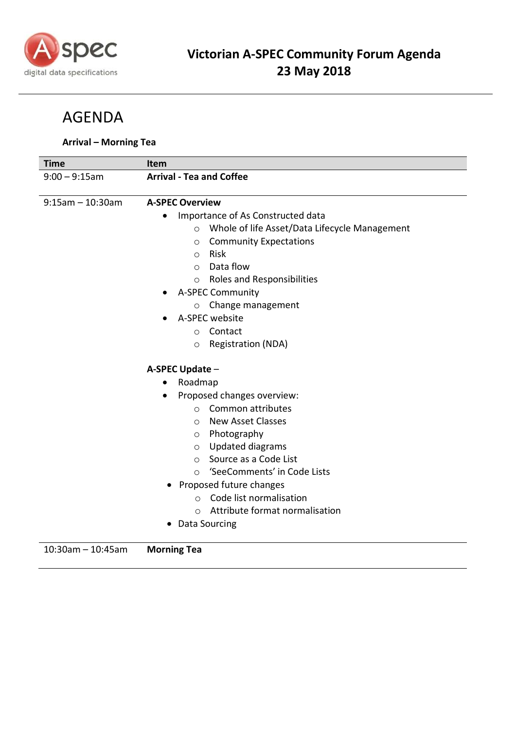# Victorian A-SPEC Community Forum Agenda
## 23 May 2018

# AGENDA

**Arrival – Morning Tea**

| Time | Item |
|---|---|
| 9:00 – 9:15am | **Arrival - Tea and Coffee** |
| 9:15am – 10:30am | **A-SPEC Overview**<br>• Importance of As Constructed data<br>  ○ Whole of life Asset/Data Lifecycle Management<br>  ○ Community Expectations<br>  ○ Risk<br>  ○ Data flow<br>  ○ Roles and Responsibilities<br>• A-SPEC Community<br>  ○ Change management<br>• A-SPEC website<br>  ○ Contact<br>  ○ Registration (NDA)<br><br>**A-SPEC Update** –<br>• Roadmap<br>• Proposed changes overview:<br>  ○ Common attributes<br>  ○ New Asset Classes<br>  ○ Photography<br>  ○ Updated diagrams<br>  ○ Source as a Code List<br>  ○ 'SeeComments' in Code Lists<br>• Proposed future changes<br>  ○ Code list normalisation<br>  ○ Attribute format normalisation<br>• Data Sourcing |
| 10:30am – 10:45am | **Morning Tea** |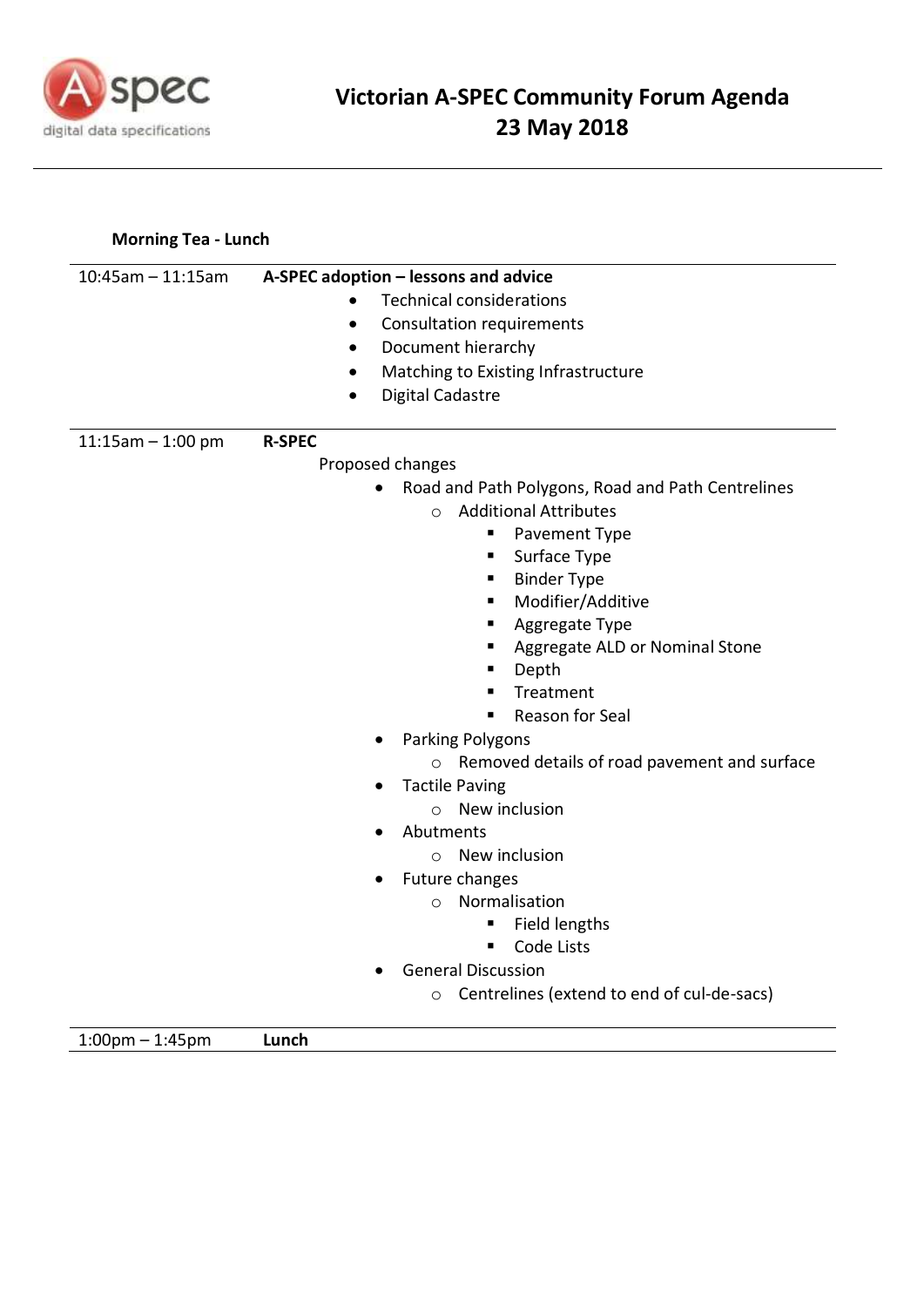# Victorian A-SPEC Community Forum Agenda
## 23 May 2018

**Morning Tea - Lunch**

| | |
|---|---|
| 10:45am – 11:15am | **A-SPEC adoption – lessons and advice**<br>• Technical considerations<br>• Consultation requirements<br>• Document hierarchy<br>• Matching to Existing Infrastructure<br>• Digital Cadastre |
| 11:15am – 1:00 pm | **R-SPEC**<br>Proposed changes<br>• Road and Path Polygons, Road and Path Centrelines<br>  ○ Additional Attributes<br>    ▪ Pavement Type<br>    ▪ Surface Type<br>    ▪ Binder Type<br>    ▪ Modifier/Additive<br>    ▪ Aggregate Type<br>    ▪ Aggregate ALD or Nominal Stone<br>    ▪ Depth<br>    ▪ Treatment<br>    ▪ Reason for Seal<br>• Parking Polygons<br>  ○ Removed details of road pavement and surface<br>• Tactile Paving<br>  ○ New inclusion<br>• Abutments<br>  ○ New inclusion<br>• Future changes<br>  ○ Normalisation<br>    ▪ Field lengths<br>    ▪ Code Lists<br>• General Discussion<br>  ○ Centrelines (extend to end of cul-de-sacs) |
| 1:00pm – 1:45pm | **Lunch** |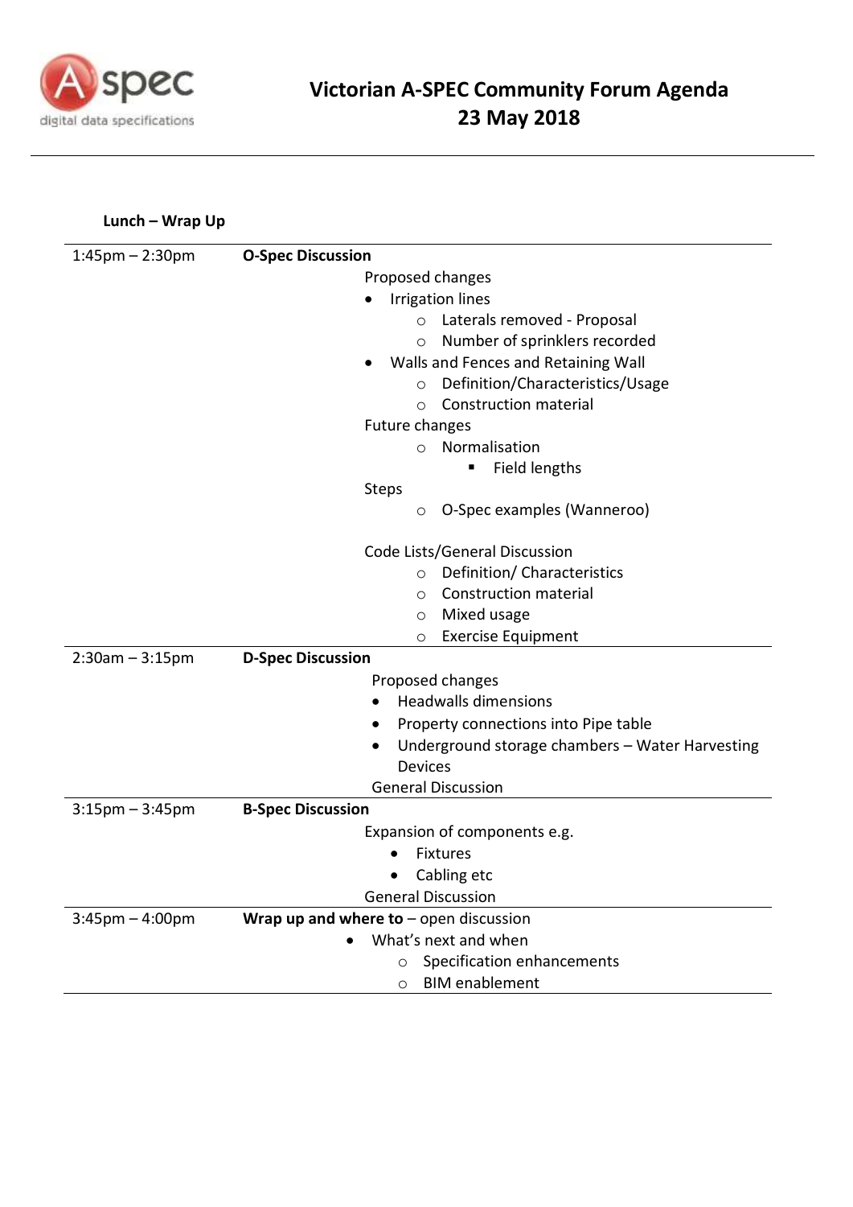# Victorian A-SPEC Community Forum Agenda
# 23 May 2018

**Lunch – Wrap Up**

| | |
|---|---|
| 1:45pm – 2:30pm | **O-Spec Discussion**<br>Proposed changes<br>• Irrigation lines<br>  ○ Laterals removed - Proposal<br>  ○ Number of sprinklers recorded<br>• Walls and Fences and Retaining Wall<br>  ○ Definition/Characteristics/Usage<br>  ○ Construction material<br>Future changes<br>  ○ Normalisation<br>    ▪ Field lengths<br>Steps<br>  ○ O-Spec examples (Wanneroo)<br><br>Code Lists/General Discussion<br>  ○ Definition/ Characteristics<br>  ○ Construction material<br>  ○ Mixed usage<br>  ○ Exercise Equipment |
| 2:30am – 3:15pm | **D-Spec Discussion**<br>Proposed changes<br>• Headwalls dimensions<br>• Property connections into Pipe table<br>• Underground storage chambers – Water Harvesting Devices<br>General Discussion |
| 3:15pm – 3:45pm | **B-Spec Discussion**<br>Expansion of components e.g.<br>• Fixtures<br>• Cabling etc<br>General Discussion |
| 3:45pm – 4:00pm | **Wrap up and where to** – open discussion<br>• What's next and when<br>  ○ Specification enhancements<br>  ○ BIM enablement |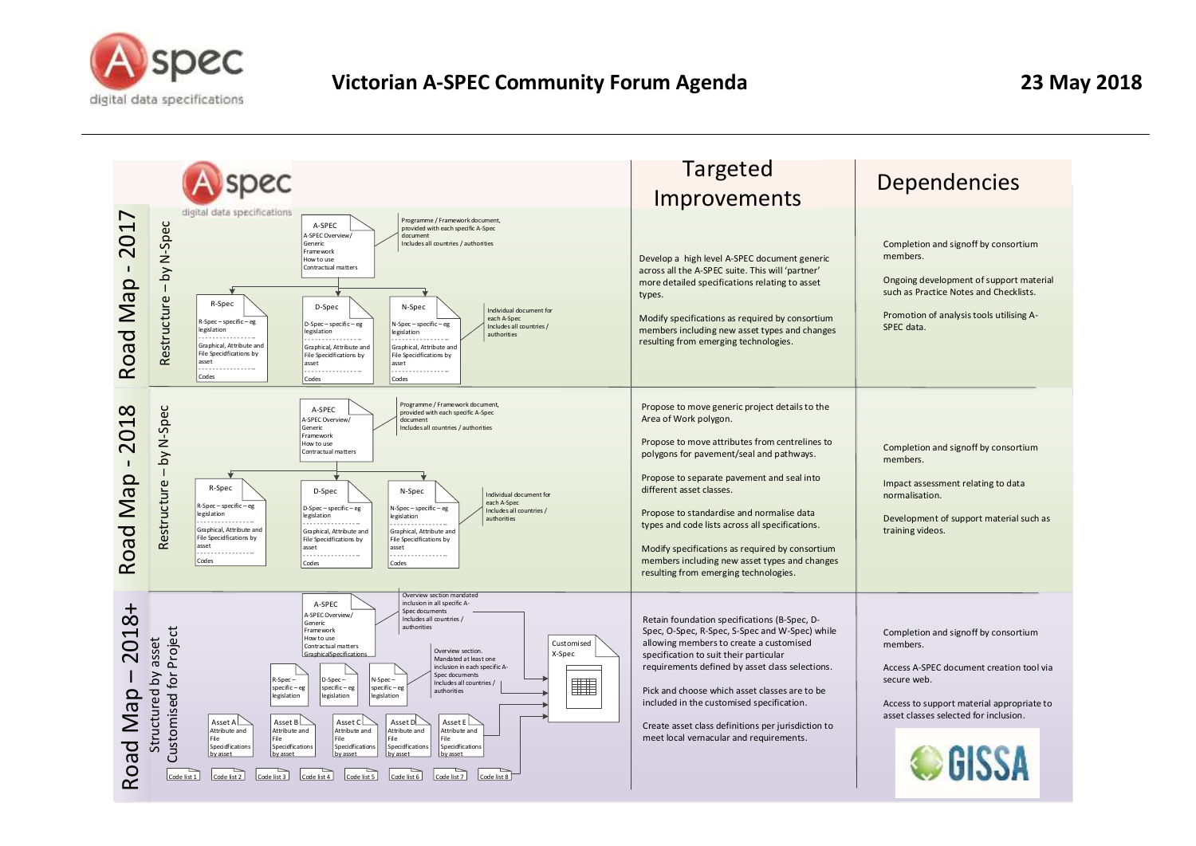# Victorian A-SPEC Community Forum Agenda

**23 May 2018**

| | Targeted Improvements | Dependencies |
|---|---|---|
| **Road Map - 2017** (Restructure – by N-Spec) | Develop a high level A-SPEC document generic across all the A-SPEC suite. This will 'partner' more detailed specifications relating to asset types.<br><br>Modify specifications as required by consortium members including new asset types and changes resulting from emerging technologies. | Completion and signoff by consortium members.<br><br>Ongoing development of support material such as Practice Notes and Checklists.<br><br>Promotion of analysis tools utilising A-SPEC data. |
| **Road Map - 2018** (Restructure – by N-Spec) | Propose to move generic project details to the Area of Work polygon.<br><br>Propose to move attributes from centrelines to polygons for pavement/seal and pathways.<br><br>Propose to separate pavement and seal into different asset classes.<br><br>Propose to standardise and normalise data types and code lists across all specifications.<br><br>Modify specifications as required by consortium members including new asset types and changes resulting from emerging technologies. | Completion and signoff by consortium members.<br><br>Impact assessment relating to data normalisation.<br><br>Development of support material such as training videos. |
| **Road Map – 2018+** (Structured by asset, Customised for Project) | Retain foundation specifications (B-Spec, D-Spec, O-Spec, R-Spec, S-Spec and W-Spec) while allowing members to create a customised specification to suit their particular requirements defined by asset class selections.<br><br>Pick and choose which asset classes are to be included in the customised specification.<br><br>Create asset class definitions per jurisdiction to meet local vernacular and requirements. | Completion and signoff by consortium members.<br><br>Access A-SPEC document creation tool via secure web.<br><br>Access to support material appropriate to asset classes selected for inclusion. |

Road Map - 2017 – Restructure – by N-Spec

A-SPEC
A-SPEC Overview/
Generic
Framework
How to use
Contractual matters

Programme / Framework document, provided with each specific A-Spec document
Includes all countries / authorities

R-Spec
R-Spec – specific – eg legislation
Graphical, Attribute and File Specidfications by asset
Codes

D-Spec
D-Spec – specific – eg legislation
Graphical, Attribute and File Specidfications by asset
Codes

N-Spec
N-Spec – specific – eg legislation
Graphical, Attribute and File Specidfications by asset
Codes

Individual document for each A-Spec
Includes all countries / authorities

Road Map - 2018 – Restructure – by N-Spec

A-SPEC
A-SPEC Overview/
Generic
Framework
How to use
Contractual matters

Programme / Framework document, provided with each specific A-Spec document
Includes all countries / authorities

R-Spec
R-Spec – specific – eg legislation
Graphical, Attribute and File Specidfications by asset
Codes

D-Spec
D-Spec – specific – eg legislation
Graphical, Attribute and File Specifications by asset
Codes

N-Spec
N-Spec – specific – eg legislation
Graphical, Attribute and File Specifications by asset
Codes

Individual document for each A-Spec
Includes all countries / authorities

Road Map – 2018+ – Structured by asset, Customised for Project

A-SPEC
A-SPEC Overview/
Generic
Framework
How to use
Contractual matters
GraphicalSpecifications

Overview section mandated inclusion in all specific A-Spec documents
Includes all countries / authorities

R-Spec – specific – eg legislation
D-Spec – specific – eg legislation
N-Spec – specific – eg legislation

Overview section. Mandated at least one inclusion in each specific A-Spec documents
Includes all countries / authorities

Customised X-Spec

Asset A – Attribute and File Specidfications by asset
Asset B – Attribute and File Specidfications by asset
Asset C – Attribute and File Specidfications by asset
Asset D – Attribute and File Specidfications by asset
Asset E – Attribute and File Specifications by asset

Code list 1, Code list 2, Code list 3, Code list 4, Code list 5, Code list 6, Code list 7, Code list 8

GISSA